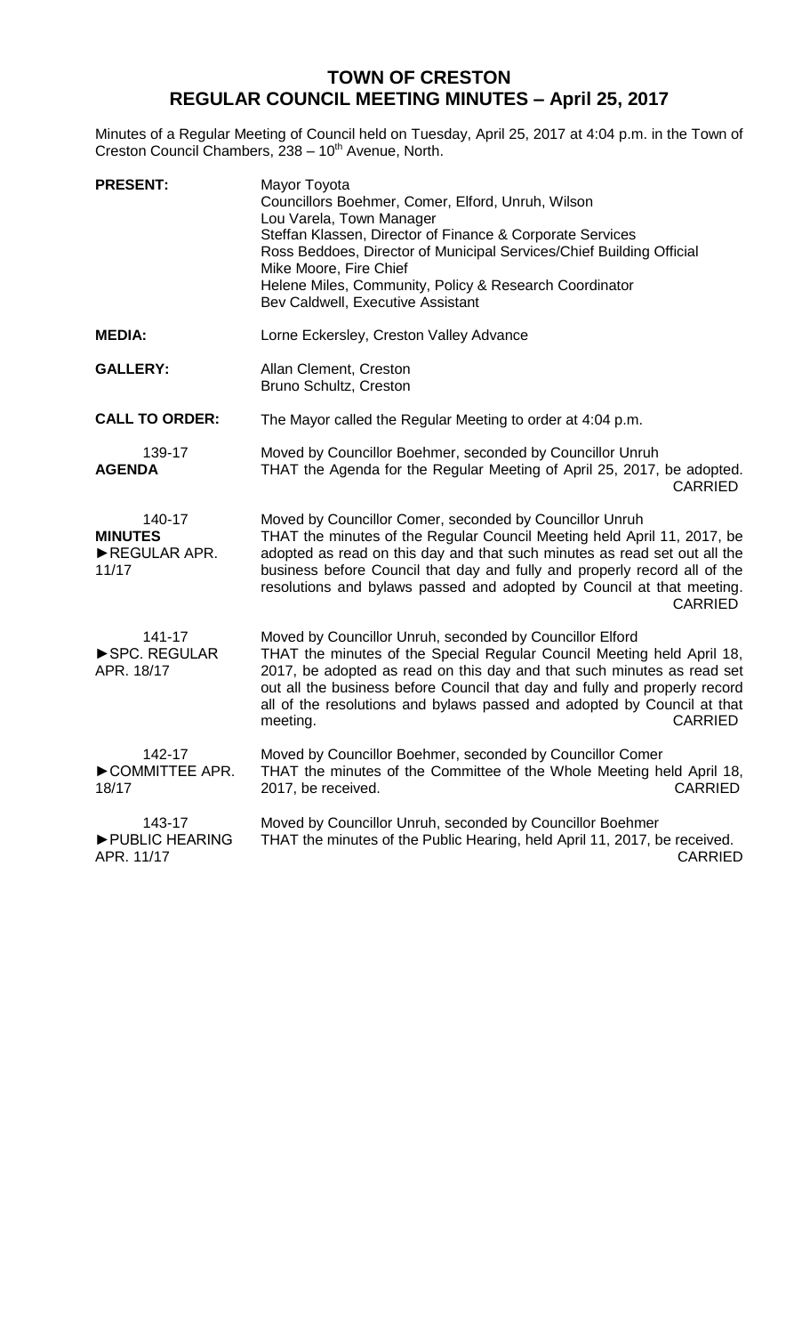# TOWN OF CRESTON
## REGULAR COUNCIL MEETING MINUTES – April 25, 2017

Minutes of a Regular Meeting of Council held on Tuesday, April 25, 2017 at 4:04 p.m. in the Town of Creston Council Chambers, 238 – 10th Avenue, North.

**PRESENT:**
Mayor Toyota
Councillors Boehmer, Comer, Elford, Unruh, Wilson
Lou Varela, Town Manager
Steffan Klassen, Director of Finance & Corporate Services
Ross Beddoes, Director of Municipal Services/Chief Building Official
Mike Moore, Fire Chief
Helene Miles, Community, Policy & Research Coordinator
Bev Caldwell, Executive Assistant

**MEDIA:**
Lorne Eckersley, Creston Valley Advance

**GALLERY:**
Allan Clement, Creston
Bruno Schultz, Creston

**CALL TO ORDER:**
The Mayor called the Regular Meeting to order at 4:04 p.m.

139-17
**AGENDA**

Moved by Councillor Boehmer, seconded by Councillor Unruh
THAT the Agenda for the Regular Meeting of April 25, 2017, be adopted.
CARRIED

140-17
**MINUTES**
►REGULAR APR. 11/17

Moved by Councillor Comer, seconded by Councillor Unruh
THAT the minutes of the Regular Council Meeting held April 11, 2017, be adopted as read on this day and that such minutes as read set out all the business before Council that day and fully and properly record all of the resolutions and bylaws passed and adopted by Council at that meeting.
CARRIED

141-17
►SPC. REGULAR APR. 18/17

Moved by Councillor Unruh, seconded by Councillor Elford
THAT the minutes of the Special Regular Council Meeting held April 18, 2017, be adopted as read on this day and that such minutes as read set out all the business before Council that day and fully and properly record all of the resolutions and bylaws passed and adopted by Council at that meeting.
CARRIED

142-17
►COMMITTEE APR. 18/17

Moved by Councillor Boehmer, seconded by Councillor Comer
THAT the minutes of the Committee of the Whole Meeting held April 18, 2017, be received.
CARRIED

143-17
►PUBLIC HEARING APR. 11/17

Moved by Councillor Unruh, seconded by Councillor Boehmer
THAT the minutes of the Public Hearing, held April 11, 2017, be received.
CARRIED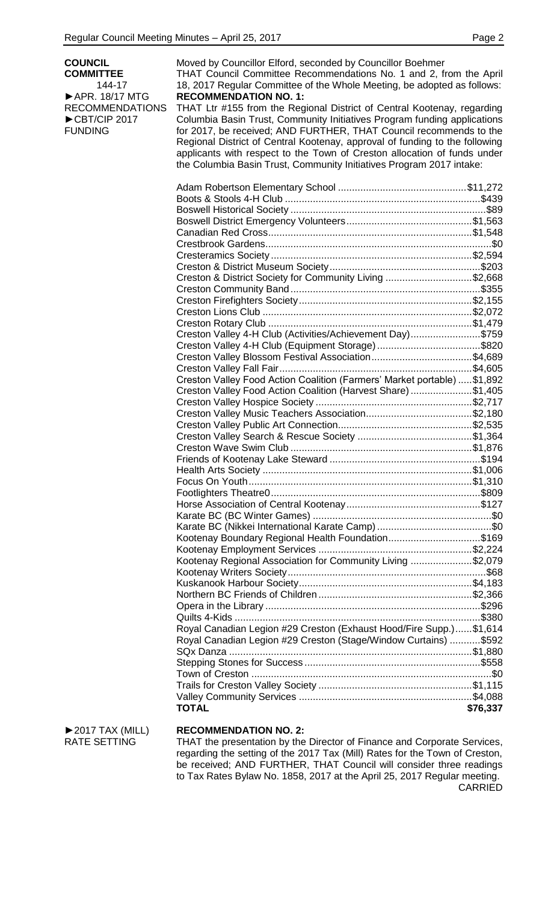**COUNCIL COMMITTEE**
144-17
►APR. 18/17 MTG RECOMMENDATIONS
►CBT/CIP 2017 FUNDING

Moved by Councillor Elford, seconded by Councillor Boehmer

THAT Council Committee Recommendations No. 1 and 2, from the April 18, 2017 Regular Committee of the Whole Meeting, be adopted as follows:

**RECOMMENDATION NO. 1:**

THAT Ltr #155 from the Regional District of Central Kootenay, regarding Columbia Basin Trust, Community Initiatives Program funding applications for 2017, be received; AND FURTHER, THAT Council recommends to the Regional District of Central Kootenay, approval of funding to the following applicants with respect to the Town of Creston allocation of funds under the Columbia Basin Trust, Community Initiatives Program 2017 intake:

| Applicant | Amount |
|---|---|
| Adam Robertson Elementary School | $11,272 |
| Boots & Stools 4-H Club | $439 |
| Boswell Historical Society | $89 |
| Boswell District Emergency Volunteers | $1,563 |
| Canadian Red Cross | $1,548 |
| Crestbrook Gardens | $0 |
| Cresteramics Society | $2,594 |
| Creston & District Museum Society | $203 |
| Creston & District Society for Community Living | $2,668 |
| Creston Community Band | $355 |
| Creston Firefighters Society | $2,155 |
| Creston Lions Club | $2,072 |
| Creston Rotary Club | $1,479 |
| Creston Valley 4-H Club (Activities/Achievement Day) | $759 |
| Creston Valley 4-H Club (Equipment Storage) | $820 |
| Creston Valley Blossom Festival Association | $4,689 |
| Creston Valley Fall Fair | $4,605 |
| Creston Valley Food Action Coalition (Farmers' Market portable) | $1,892 |
| Creston Valley Food Action Coalition (Harvest Share) | $1,405 |
| Creston Valley Hospice Society | $2,717 |
| Creston Valley Music Teachers Association | $2,180 |
| Creston Valley Public Art Connection | $2,535 |
| Creston Valley Search & Rescue Society | $1,364 |
| Creston Wave Swim Club | $1,876 |
| Friends of Kootenay Lake Steward | $194 |
| Health Arts Society | $1,006 |
| Focus On Youth | $1,310 |
| Footlighters Theatre0 | $809 |
| Horse Association of Central Kootenay | $127 |
| Karate BC (BC Winter Games) | $0 |
| Karate BC (Nikkei International Karate Camp) | $0 |
| Kootenay Boundary Regional Health Foundation | $169 |
| Kootenay Employment Services | $2,224 |
| Kootenay Regional Association for Community Living | $2,079 |
| Kootenay Writers Society | $68 |
| Kuskanook Harbour Society | $4,183 |
| Northern BC Friends of Children | $2,366 |
| Opera in the Library | $296 |
| Quilts 4-Kids | $380 |
| Royal Canadian Legion #29 Creston (Exhaust Hood/Fire Supp.) | $1,614 |
| Royal Canadian Legion #29 Creston (Stage/Window Curtains) | $592 |
| SQx Danza | $1,880 |
| Stepping Stones for Success | $558 |
| Town of Creston | $0 |
| Trails for Creston Valley Society | $1,115 |
| Valley Community Services | $4,088 |
| **TOTAL** | **$76,337** |

►2017 TAX (MILL) RATE SETTING

**RECOMMENDATION NO. 2:**

THAT the presentation by the Director of Finance and Corporate Services, regarding the setting of the 2017 Tax (Mill) Rates for the Town of Creston, be received; AND FURTHER, THAT Council will consider three readings to Tax Rates Bylaw No. 1858, 2017 at the April 25, 2017 Regular meeting.

CARRIED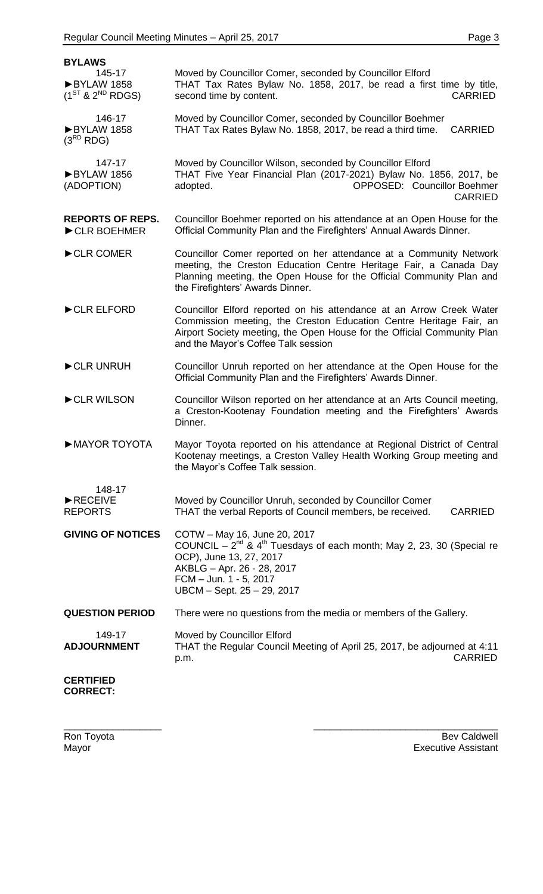**BYLAWS**

145-17
►BYLAW 1858
(1ST & 2ND RDGS)

Moved by Councillor Comer, seconded by Councillor Elford
THAT Tax Rates Bylaw No. 1858, 2017, be read a first time by title, second time by content. CARRIED

146-17
►BYLAW 1858
(3RD RDG)

Moved by Councillor Comer, seconded by Councillor Boehmer
THAT Tax Rates Bylaw No. 1858, 2017, be read a third time. CARRIED

147-17
►BYLAW 1856
(ADOPTION)

Moved by Councillor Wilson, seconded by Councillor Elford
THAT Five Year Financial Plan (2017-2021) Bylaw No. 1856, 2017, be adopted. OPPOSED: Councillor Boehmer
CARRIED

**REPORTS OF REPS.**

►CLR BOEHMER

Councillor Boehmer reported on his attendance at an Open House for the Official Community Plan and the Firefighters' Annual Awards Dinner.

►CLR COMER

Councillor Comer reported on her attendance at a Community Network meeting, the Creston Education Centre Heritage Fair, a Canada Day Planning meeting, the Open House for the Official Community Plan and the Firefighters' Awards Dinner.

►CLR ELFORD

Councillor Elford reported on his attendance at an Arrow Creek Water Commission meeting, the Creston Education Centre Heritage Fair, an Airport Society meeting, the Open House for the Official Community Plan and the Mayor's Coffee Talk session

►CLR UNRUH

Councillor Unruh reported on her attendance at the Open House for the Official Community Plan and the Firefighters' Awards Dinner.

►CLR WILSON

Councillor Wilson reported on her attendance at an Arts Council meeting, a Creston-Kootenay Foundation meeting and the Firefighters' Awards Dinner.

►MAYOR TOYOTA

Mayor Toyota reported on his attendance at Regional District of Central Kootenay meetings, a Creston Valley Health Working Group meeting and the Mayor's Coffee Talk session.

148-17
►RECEIVE REPORTS

Moved by Councillor Unruh, seconded by Councillor Comer
THAT the verbal Reports of Council members, be received. CARRIED

**GIVING OF NOTICES**

COTW – May 16, June 20, 2017
COUNCIL – 2nd & 4th Tuesdays of each month; May 2, 23, 30 (Special re OCP), June 13, 27, 2017
AKBLG – Apr. 26 - 28, 2017
FCM – Jun. 1 - 5, 2017
UBCM – Sept. 25 – 29, 2017

**QUESTION PERIOD**

There were no questions from the media or members of the Gallery.

149-17
**ADJOURNMENT**

Moved by Councillor Elford
THAT the Regular Council Meeting of April 25, 2017, be adjourned at 4:11 p.m. CARRIED

**CERTIFIED CORRECT:**

\_\_\_\_\_\_\_\_\_\_\_\_\_\_\_\_\_\_
Ron Toyota
Mayor

\_\_\_\_\_\_\_\_\_\_\_\_\_\_\_\_\_\_
Bev Caldwell
Executive Assistant